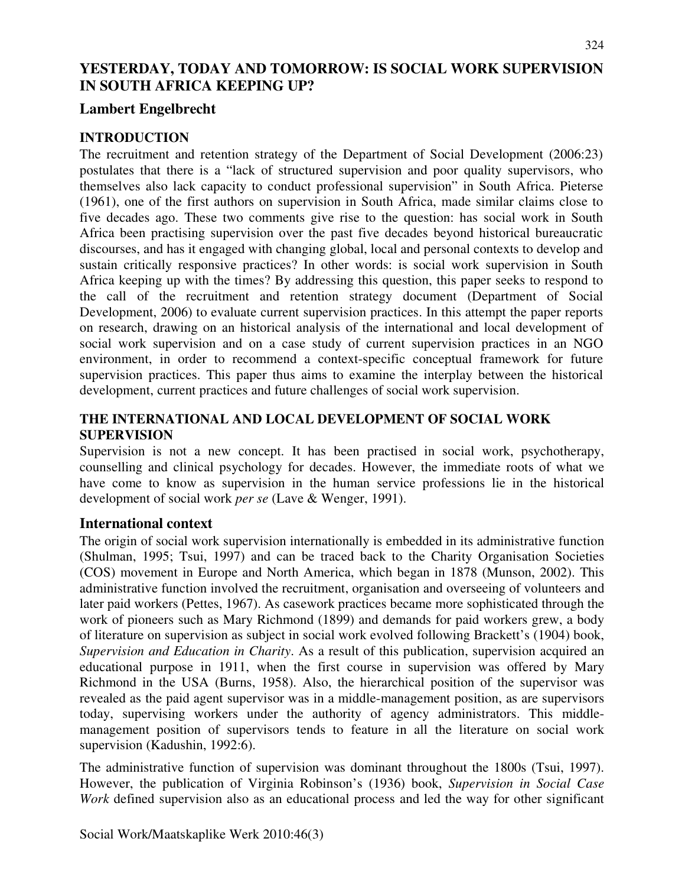# YESTERDAY, TODAY AND TOMORROW: IS SOCIAL WORK SUPERVISION IN SOUTH AFRICA KEEPING UP?

## Lambert Engelbrecht

## INTRODUCTION

The recruitment and retention strategy of the Department of Social Development (2006:23) postulates that there is a "lack of structured supervision and poor quality supervisors, who themselves also lack capacity to conduct professional supervision" in South Africa. Pieterse (1961), one of the first authors on supervision in South Africa, made similar claims close to five decades ago. These two comments give rise to the question: has social work in South Africa been practising supervision over the past five decades beyond historical bureaucratic discourses, and has it engaged with changing global, local and personal contexts to develop and sustain critically responsive practices? In other words: is social work supervision in South Africa keeping up with the times? By addressing this question, this paper seeks to respond to the call of the recruitment and retention strategy document (Department of Social Development, 2006) to evaluate current supervision practices. In this attempt the paper reports on research, drawing on an historical analysis of the international and local development of social work supervision and on a case study of current supervision practices in an NGO environment, in order to recommend a context-specific conceptual framework for future supervision practices. This paper thus aims to examine the interplay between the historical development, current practices and future challenges of social work supervision.

## THE INTERNATIONAL AND LOCAL DEVELOPMENT OF SOCIAL WORK SUPERVISION

Supervision is not a new concept. It has been practised in social work, psychotherapy, counselling and clinical psychology for decades. However, the immediate roots of what we have come to know as supervision in the human service professions lie in the historical development of social work *per se* (Lave & Wenger, 1991).

### International context

The origin of social work supervision internationally is embedded in its administrative function (Shulman, 1995; Tsui, 1997) and can be traced back to the Charity Organisation Societies (COS) movement in Europe and North America, which began in 1878 (Munson, 2002). This administrative function involved the recruitment, organisation and overseeing of volunteers and later paid workers (Pettes, 1967). As casework practices became more sophisticated through the work of pioneers such as Mary Richmond (1899) and demands for paid workers grew, a body of literature on supervision as subject in social work evolved following Brackett's (1904) book, *Supervision and Education in Charity*. As a result of this publication, supervision acquired an educational purpose in 1911, when the first course in supervision was offered by Mary Richmond in the USA (Burns, 1958). Also, the hierarchical position of the supervisor was revealed as the paid agent supervisor was in a middle-management position, as are supervisors today, supervising workers under the authority of agency administrators. This middle-management position of supervisors tends to feature in all the literature on social work supervision (Kadushin, 1992:6).

The administrative function of supervision was dominant throughout the 1800s (Tsui, 1997). However, the publication of Virginia Robinson's (1936) book, *Supervision in Social Case Work* defined supervision also as an educational process and led the way for other significant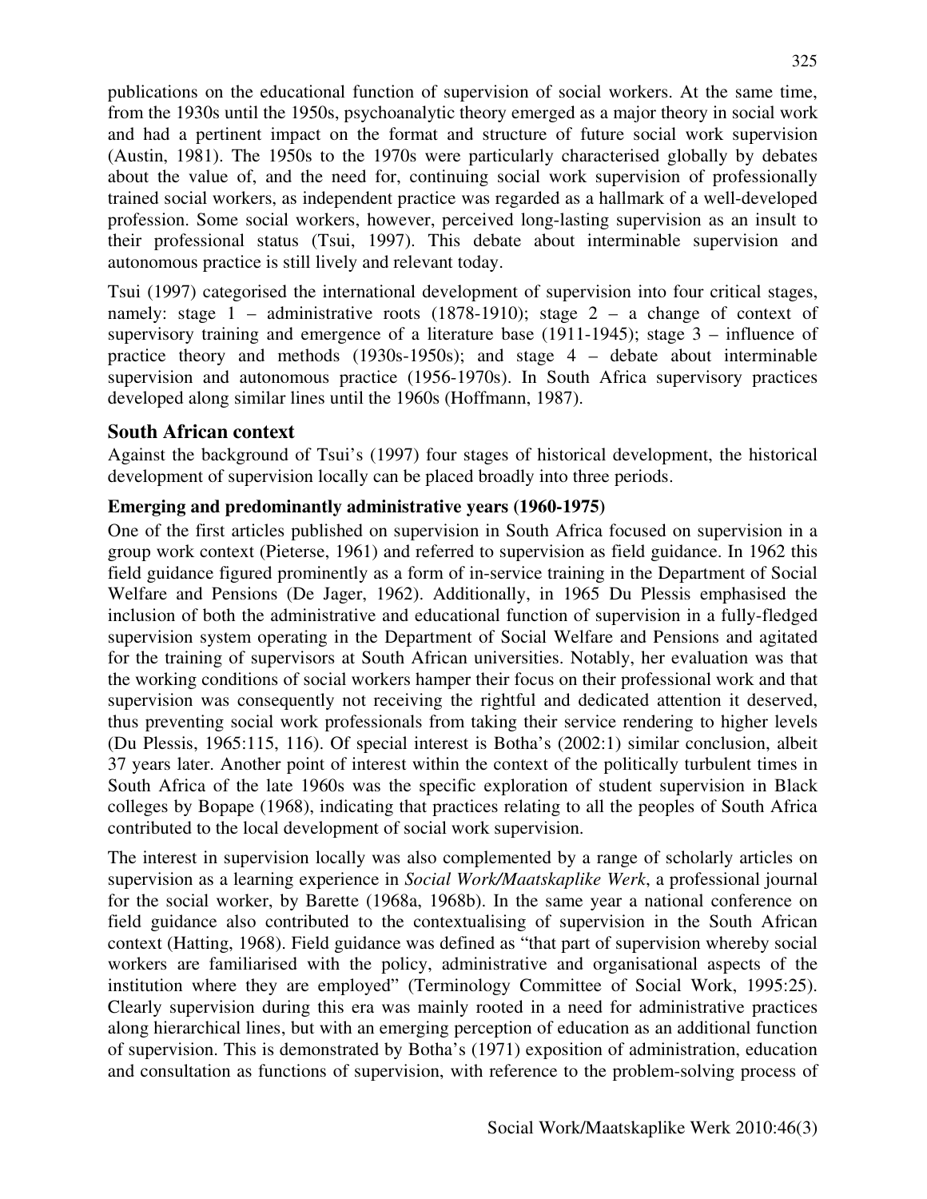publications on the educational function of supervision of social workers. At the same time, from the 1930s until the 1950s, psychoanalytic theory emerged as a major theory in social work and had a pertinent impact on the format and structure of future social work supervision (Austin, 1981). The 1950s to the 1970s were particularly characterised globally by debates about the value of, and the need for, continuing social work supervision of professionally trained social workers, as independent practice was regarded as a hallmark of a well-developed profession. Some social workers, however, perceived long-lasting supervision as an insult to their professional status (Tsui, 1997). This debate about interminable supervision and autonomous practice is still lively and relevant today.

Tsui (1997) categorised the international development of supervision into four critical stages, namely: stage 1 – administrative roots (1878-1910); stage 2 – a change of context of supervisory training and emergence of a literature base (1911-1945); stage 3 – influence of practice theory and methods (1930s-1950s); and stage 4 – debate about interminable supervision and autonomous practice (1956-1970s). In South Africa supervisory practices developed along similar lines until the 1960s (Hoffmann, 1987).

## South African context

Against the background of Tsui's (1997) four stages of historical development, the historical development of supervision locally can be placed broadly into three periods.

### Emerging and predominantly administrative years (1960-1975)

One of the first articles published on supervision in South Africa focused on supervision in a group work context (Pieterse, 1961) and referred to supervision as field guidance. In 1962 this field guidance figured prominently as a form of in-service training in the Department of Social Welfare and Pensions (De Jager, 1962). Additionally, in 1965 Du Plessis emphasised the inclusion of both the administrative and educational function of supervision in a fully-fledged supervision system operating in the Department of Social Welfare and Pensions and agitated for the training of supervisors at South African universities. Notably, her evaluation was that the working conditions of social workers hamper their focus on their professional work and that supervision was consequently not receiving the rightful and dedicated attention it deserved, thus preventing social work professionals from taking their service rendering to higher levels (Du Plessis, 1965:115, 116). Of special interest is Botha's (2002:1) similar conclusion, albeit 37 years later. Another point of interest within the context of the politically turbulent times in South Africa of the late 1960s was the specific exploration of student supervision in Black colleges by Bopape (1968), indicating that practices relating to all the peoples of South Africa contributed to the local development of social work supervision.

The interest in supervision locally was also complemented by a range of scholarly articles on supervision as a learning experience in *Social Work/Maatskaplike Werk*, a professional journal for the social worker, by Barette (1968a, 1968b). In the same year a national conference on field guidance also contributed to the contextualising of supervision in the South African context (Hatting, 1968). Field guidance was defined as "that part of supervision whereby social workers are familiarised with the policy, administrative and organisational aspects of the institution where they are employed" (Terminology Committee of Social Work, 1995:25). Clearly supervision during this era was mainly rooted in a need for administrative practices along hierarchical lines, but with an emerging perception of education as an additional function of supervision. This is demonstrated by Botha's (1971) exposition of administration, education and consultation as functions of supervision, with reference to the problem-solving process of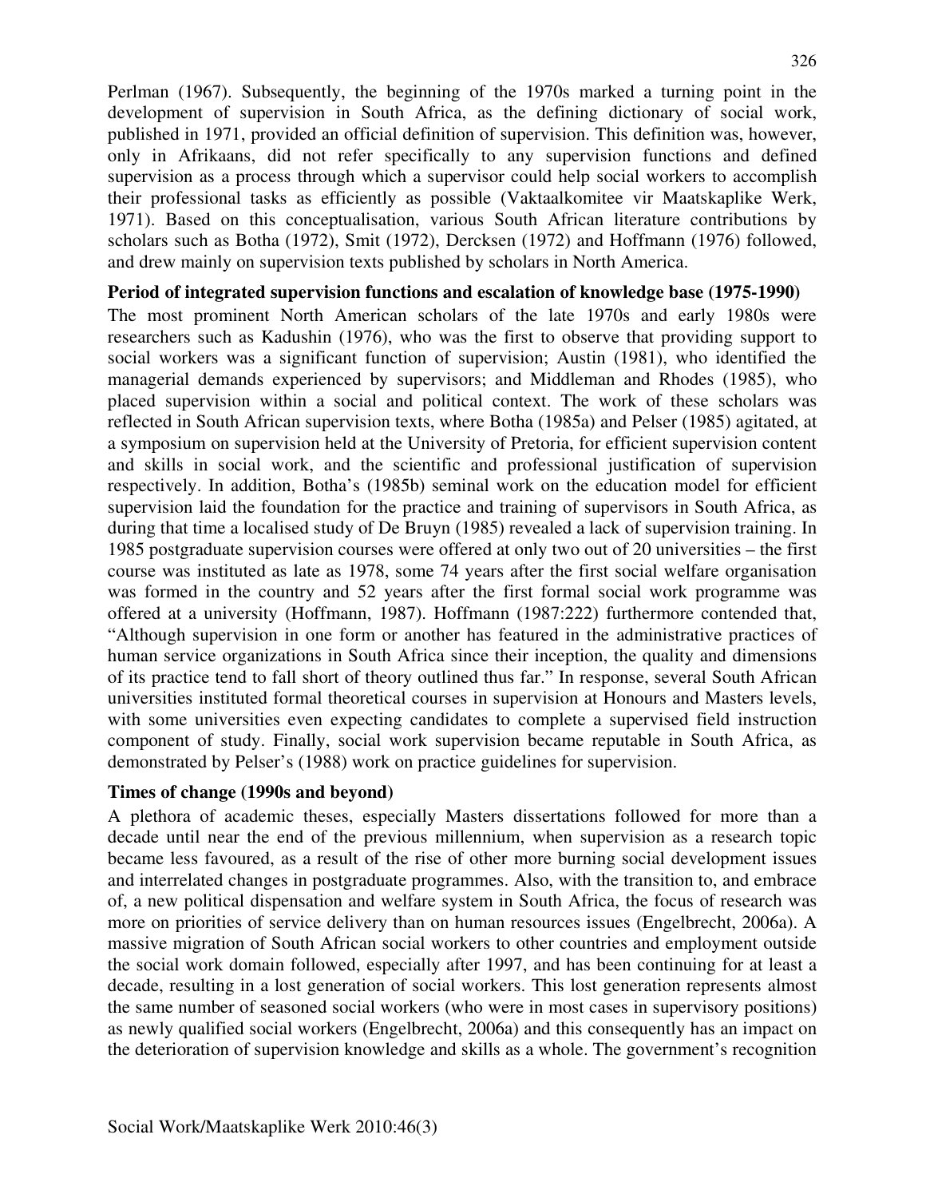Perlman (1967). Subsequently, the beginning of the 1970s marked a turning point in the development of supervision in South Africa, as the defining dictionary of social work, published in 1971, provided an official definition of supervision. This definition was, however, only in Afrikaans, did not refer specifically to any supervision functions and defined supervision as a process through which a supervisor could help social workers to accomplish their professional tasks as efficiently as possible (Vaktaalkomitee vir Maatskaplike Werk, 1971). Based on this conceptualisation, various South African literature contributions by scholars such as Botha (1972), Smit (1972), Dercksen (1972) and Hoffmann (1976) followed, and drew mainly on supervision texts published by scholars in North America.

**Period of integrated supervision functions and escalation of knowledge base (1975-1990)**

The most prominent North American scholars of the late 1970s and early 1980s were researchers such as Kadushin (1976), who was the first to observe that providing support to social workers was a significant function of supervision; Austin (1981), who identified the managerial demands experienced by supervisors; and Middleman and Rhodes (1985), who placed supervision within a social and political context. The work of these scholars was reflected in South African supervision texts, where Botha (1985a) and Pelser (1985) agitated, at a symposium on supervision held at the University of Pretoria, for efficient supervision content and skills in social work, and the scientific and professional justification of supervision respectively. In addition, Botha's (1985b) seminal work on the education model for efficient supervision laid the foundation for the practice and training of supervisors in South Africa, as during that time a localised study of De Bruyn (1985) revealed a lack of supervision training. In 1985 postgraduate supervision courses were offered at only two out of 20 universities – the first course was instituted as late as 1978, some 74 years after the first social welfare organisation was formed in the country and 52 years after the first formal social work programme was offered at a university (Hoffmann, 1987). Hoffmann (1987:222) furthermore contended that, "Although supervision in one form or another has featured in the administrative practices of human service organizations in South Africa since their inception, the quality and dimensions of its practice tend to fall short of theory outlined thus far." In response, several South African universities instituted formal theoretical courses in supervision at Honours and Masters levels, with some universities even expecting candidates to complete a supervised field instruction component of study. Finally, social work supervision became reputable in South Africa, as demonstrated by Pelser's (1988) work on practice guidelines for supervision.

**Times of change (1990s and beyond)**

A plethora of academic theses, especially Masters dissertations followed for more than a decade until near the end of the previous millennium, when supervision as a research topic became less favoured, as a result of the rise of other more burning social development issues and interrelated changes in postgraduate programmes. Also, with the transition to, and embrace of, a new political dispensation and welfare system in South Africa, the focus of research was more on priorities of service delivery than on human resources issues (Engelbrecht, 2006a). A massive migration of South African social workers to other countries and employment outside the social work domain followed, especially after 1997, and has been continuing for at least a decade, resulting in a lost generation of social workers. This lost generation represents almost the same number of seasoned social workers (who were in most cases in supervisory positions) as newly qualified social workers (Engelbrecht, 2006a) and this consequently has an impact on the deterioration of supervision knowledge and skills as a whole. The government's recognition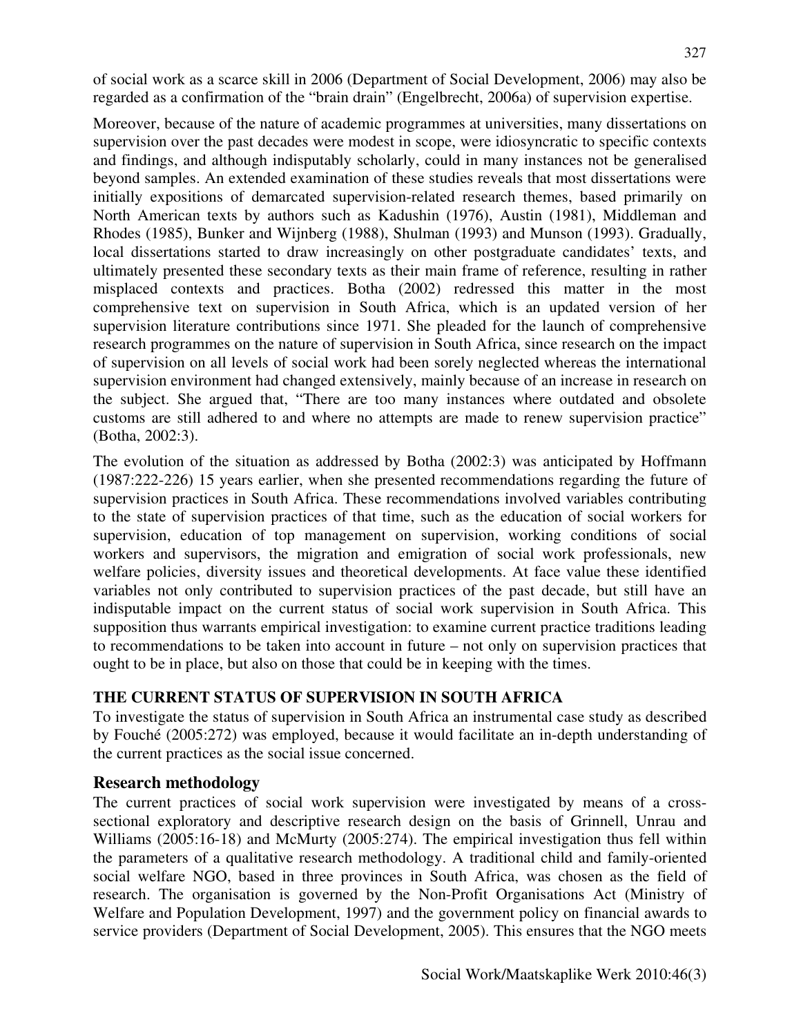of social work as a scarce skill in 2006 (Department of Social Development, 2006) may also be regarded as a confirmation of the "brain drain" (Engelbrecht, 2006a) of supervision expertise.

Moreover, because of the nature of academic programmes at universities, many dissertations on supervision over the past decades were modest in scope, were idiosyncratic to specific contexts and findings, and although indisputably scholarly, could in many instances not be generalised beyond samples. An extended examination of these studies reveals that most dissertations were initially expositions of demarcated supervision-related research themes, based primarily on North American texts by authors such as Kadushin (1976), Austin (1981), Middleman and Rhodes (1985), Bunker and Wijnberg (1988), Shulman (1993) and Munson (1993). Gradually, local dissertations started to draw increasingly on other postgraduate candidates' texts, and ultimately presented these secondary texts as their main frame of reference, resulting in rather misplaced contexts and practices. Botha (2002) redressed this matter in the most comprehensive text on supervision in South Africa, which is an updated version of her supervision literature contributions since 1971. She pleaded for the launch of comprehensive research programmes on the nature of supervision in South Africa, since research on the impact of supervision on all levels of social work had been sorely neglected whereas the international supervision environment had changed extensively, mainly because of an increase in research on the subject. She argued that, "There are too many instances where outdated and obsolete customs are still adhered to and where no attempts are made to renew supervision practice" (Botha, 2002:3).

The evolution of the situation as addressed by Botha (2002:3) was anticipated by Hoffmann (1987:222-226) 15 years earlier, when she presented recommendations regarding the future of supervision practices in South Africa. These recommendations involved variables contributing to the state of supervision practices of that time, such as the education of social workers for supervision, education of top management on supervision, working conditions of social workers and supervisors, the migration and emigration of social work professionals, new welfare policies, diversity issues and theoretical developments. At face value these identified variables not only contributed to supervision practices of the past decade, but still have an indisputable impact on the current status of social work supervision in South Africa. This supposition thus warrants empirical investigation: to examine current practice traditions leading to recommendations to be taken into account in future – not only on supervision practices that ought to be in place, but also on those that could be in keeping with the times.

## THE CURRENT STATUS OF SUPERVISION IN SOUTH AFRICA

To investigate the status of supervision in South Africa an instrumental case study as described by Fouché (2005:272) was employed, because it would facilitate an in-depth understanding of the current practices as the social issue concerned.

### Research methodology

The current practices of social work supervision were investigated by means of a cross-sectional exploratory and descriptive research design on the basis of Grinnell, Unrau and Williams (2005:16-18) and McMurty (2005:274). The empirical investigation thus fell within the parameters of a qualitative research methodology. A traditional child and family-oriented social welfare NGO, based in three provinces in South Africa, was chosen as the field of research. The organisation is governed by the Non-Profit Organisations Act (Ministry of Welfare and Population Development, 1997) and the government policy on financial awards to service providers (Department of Social Development, 2005). This ensures that the NGO meets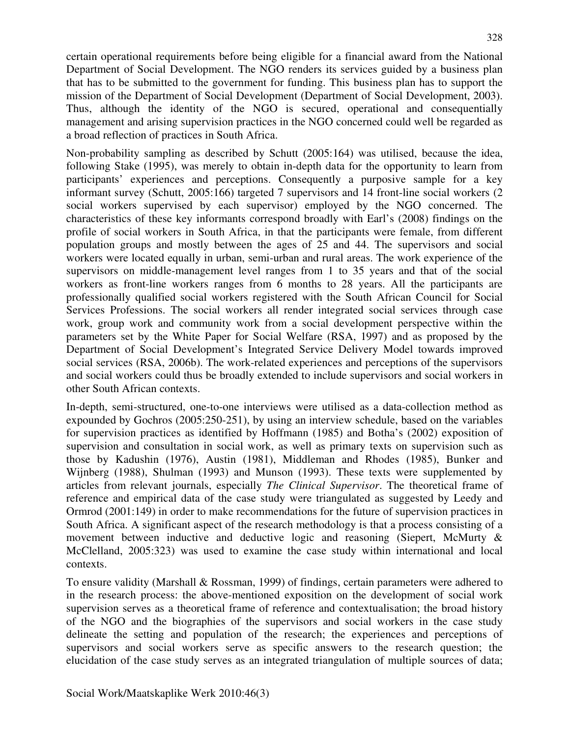certain operational requirements before being eligible for a financial award from the National Department of Social Development. The NGO renders its services guided by a business plan that has to be submitted to the government for funding. This business plan has to support the mission of the Department of Social Development (Department of Social Development, 2003). Thus, although the identity of the NGO is secured, operational and consequentially management and arising supervision practices in the NGO concerned could well be regarded as a broad reflection of practices in South Africa.

Non-probability sampling as described by Schutt (2005:164) was utilised, because the idea, following Stake (1995), was merely to obtain in-depth data for the opportunity to learn from participants' experiences and perceptions. Consequently a purposive sample for a key informant survey (Schutt, 2005:166) targeted 7 supervisors and 14 front-line social workers (2 social workers supervised by each supervisor) employed by the NGO concerned. The characteristics of these key informants correspond broadly with Earl's (2008) findings on the profile of social workers in South Africa, in that the participants were female, from different population groups and mostly between the ages of 25 and 44. The supervisors and social workers were located equally in urban, semi-urban and rural areas. The work experience of the supervisors on middle-management level ranges from 1 to 35 years and that of the social workers as front-line workers ranges from 6 months to 28 years. All the participants are professionally qualified social workers registered with the South African Council for Social Services Professions. The social workers all render integrated social services through case work, group work and community work from a social development perspective within the parameters set by the White Paper for Social Welfare (RSA, 1997) and as proposed by the Department of Social Development's Integrated Service Delivery Model towards improved social services (RSA, 2006b). The work-related experiences and perceptions of the supervisors and social workers could thus be broadly extended to include supervisors and social workers in other South African contexts.

In-depth, semi-structured, one-to-one interviews were utilised as a data-collection method as expounded by Gochros (2005:250-251), by using an interview schedule, based on the variables for supervision practices as identified by Hoffmann (1985) and Botha's (2002) exposition of supervision and consultation in social work, as well as primary texts on supervision such as those by Kadushin (1976), Austin (1981), Middleman and Rhodes (1985), Bunker and Wijnberg (1988), Shulman (1993) and Munson (1993). These texts were supplemented by articles from relevant journals, especially *The Clinical Supervisor*. The theoretical frame of reference and empirical data of the case study were triangulated as suggested by Leedy and Ormrod (2001:149) in order to make recommendations for the future of supervision practices in South Africa. A significant aspect of the research methodology is that a process consisting of a movement between inductive and deductive logic and reasoning (Siepert, McMurty & McClelland, 2005:323) was used to examine the case study within international and local contexts.

To ensure validity (Marshall & Rossman, 1999) of findings, certain parameters were adhered to in the research process: the above-mentioned exposition on the development of social work supervision serves as a theoretical frame of reference and contextualisation; the broad history of the NGO and the biographies of the supervisors and social workers in the case study delineate the setting and population of the research; the experiences and perceptions of supervisors and social workers serve as specific answers to the research question; the elucidation of the case study serves as an integrated triangulation of multiple sources of data;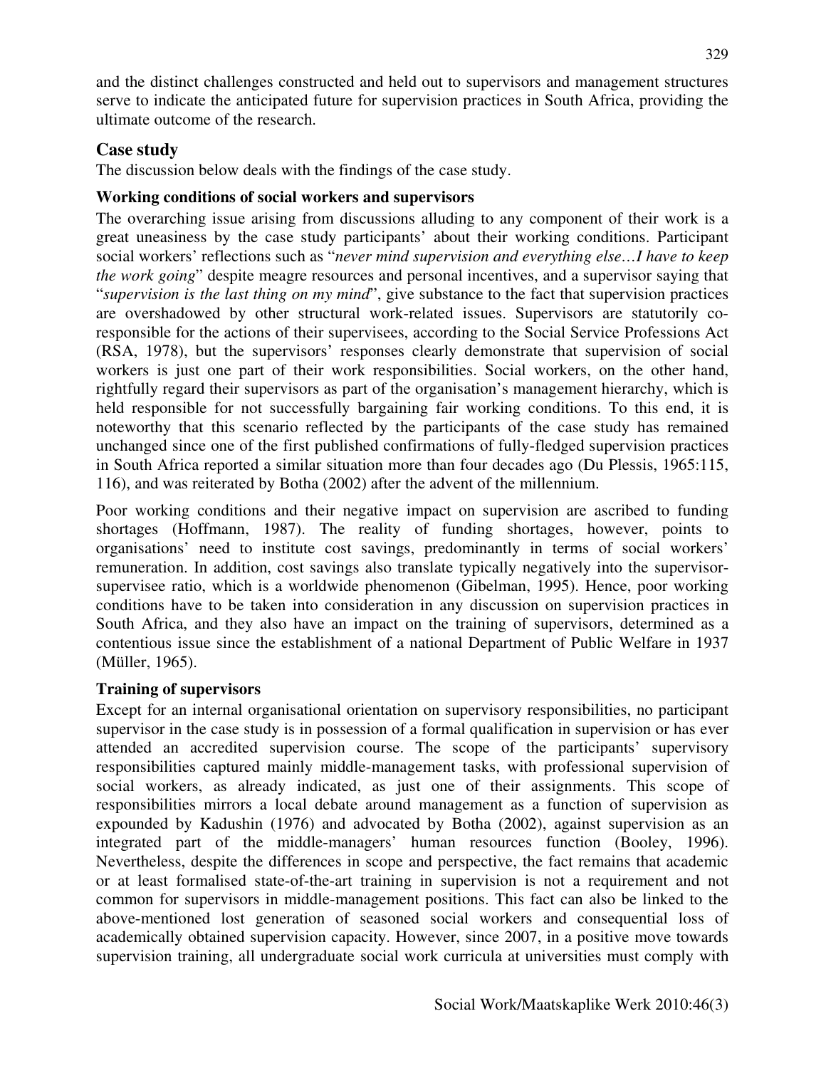and the distinct challenges constructed and held out to supervisors and management structures serve to indicate the anticipated future for supervision practices in South Africa, providing the ultimate outcome of the research.

## Case study

The discussion below deals with the findings of the case study.

### Working conditions of social workers and supervisors

The overarching issue arising from discussions alluding to any component of their work is a great uneasiness by the case study participants' about their working conditions. Participant social workers' reflections such as "*never mind supervision and everything else…I have to keep the work going*" despite meagre resources and personal incentives, and a supervisor saying that "*supervision is the last thing on my mind*", give substance to the fact that supervision practices are overshadowed by other structural work-related issues. Supervisors are statutorily co-responsible for the actions of their supervisees, according to the Social Service Professions Act (RSA, 1978), but the supervisors' responses clearly demonstrate that supervision of social workers is just one part of their work responsibilities. Social workers, on the other hand, rightfully regard their supervisors as part of the organisation's management hierarchy, which is held responsible for not successfully bargaining fair working conditions. To this end, it is noteworthy that this scenario reflected by the participants of the case study has remained unchanged since one of the first published confirmations of fully-fledged supervision practices in South Africa reported a similar situation more than four decades ago (Du Plessis, 1965:115, 116), and was reiterated by Botha (2002) after the advent of the millennium.

Poor working conditions and their negative impact on supervision are ascribed to funding shortages (Hoffmann, 1987). The reality of funding shortages, however, points to organisations' need to institute cost savings, predominantly in terms of social workers' remuneration. In addition, cost savings also translate typically negatively into the supervisor-supervisee ratio, which is a worldwide phenomenon (Gibelman, 1995). Hence, poor working conditions have to be taken into consideration in any discussion on supervision practices in South Africa, and they also have an impact on the training of supervisors, determined as a contentious issue since the establishment of a national Department of Public Welfare in 1937 (Müller, 1965).

### Training of supervisors

Except for an internal organisational orientation on supervisory responsibilities, no participant supervisor in the case study is in possession of a formal qualification in supervision or has ever attended an accredited supervision course. The scope of the participants' supervisory responsibilities captured mainly middle-management tasks, with professional supervision of social workers, as already indicated, as just one of their assignments. This scope of responsibilities mirrors a local debate around management as a function of supervision as expounded by Kadushin (1976) and advocated by Botha (2002), against supervision as an integrated part of the middle-managers' human resources function (Booley, 1996). Nevertheless, despite the differences in scope and perspective, the fact remains that academic or at least formalised state-of-the-art training in supervision is not a requirement and not common for supervisors in middle-management positions. This fact can also be linked to the above-mentioned lost generation of seasoned social workers and consequential loss of academically obtained supervision capacity. However, since 2007, in a positive move towards supervision training, all undergraduate social work curricula at universities must comply with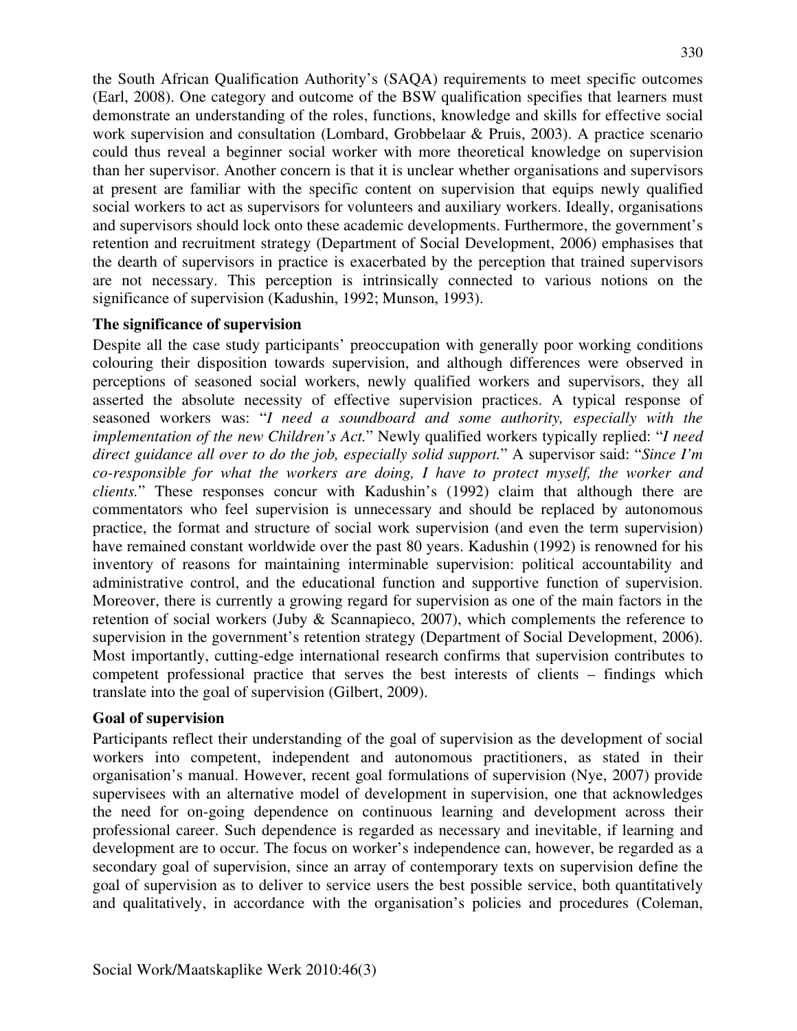the South African Qualification Authority's (SAQA) requirements to meet specific outcomes (Earl, 2008). One category and outcome of the BSW qualification specifies that learners must demonstrate an understanding of the roles, functions, knowledge and skills for effective social work supervision and consultation (Lombard, Grobbelaar & Pruis, 2003). A practice scenario could thus reveal a beginner social worker with more theoretical knowledge on supervision than her supervisor. Another concern is that it is unclear whether organisations and supervisors at present are familiar with the specific content on supervision that equips newly qualified social workers to act as supervisors for volunteers and auxiliary workers. Ideally, organisations and supervisors should lock onto these academic developments. Furthermore, the government's retention and recruitment strategy (Department of Social Development, 2006) emphasises that the dearth of supervisors in practice is exacerbated by the perception that trained supervisors are not necessary. This perception is intrinsically connected to various notions on the significance of supervision (Kadushin, 1992; Munson, 1993).

### The significance of supervision

Despite all the case study participants' preoccupation with generally poor working conditions colouring their disposition towards supervision, and although differences were observed in perceptions of seasoned social workers, newly qualified workers and supervisors, they all asserted the absolute necessity of effective supervision practices. A typical response of seasoned workers was: "*I need a soundboard and some authority, especially with the implementation of the new Children's Act.*" Newly qualified workers typically replied: "*I need direct guidance all over to do the job, especially solid support.*" A supervisor said: "*Since I'm co-responsible for what the workers are doing, I have to protect myself, the worker and clients.*" These responses concur with Kadushin's (1992) claim that although there are commentators who feel supervision is unnecessary and should be replaced by autonomous practice, the format and structure of social work supervision (and even the term supervision) have remained constant worldwide over the past 80 years. Kadushin (1992) is renowned for his inventory of reasons for maintaining interminable supervision: political accountability and administrative control, and the educational function and supportive function of supervision. Moreover, there is currently a growing regard for supervision as one of the main factors in the retention of social workers (Juby & Scannapieco, 2007), which complements the reference to supervision in the government's retention strategy (Department of Social Development, 2006). Most importantly, cutting-edge international research confirms that supervision contributes to competent professional practice that serves the best interests of clients – findings which translate into the goal of supervision (Gilbert, 2009).

### Goal of supervision

Participants reflect their understanding of the goal of supervision as the development of social workers into competent, independent and autonomous practitioners, as stated in their organisation's manual. However, recent goal formulations of supervision (Nye, 2007) provide supervisees with an alternative model of development in supervision, one that acknowledges the need for on-going dependence on continuous learning and development across their professional career. Such dependence is regarded as necessary and inevitable, if learning and development are to occur. The focus on worker's independence can, however, be regarded as a secondary goal of supervision, since an array of contemporary texts on supervision define the goal of supervision as to deliver to service users the best possible service, both quantitatively and qualitatively, in accordance with the organisation's policies and procedures (Coleman,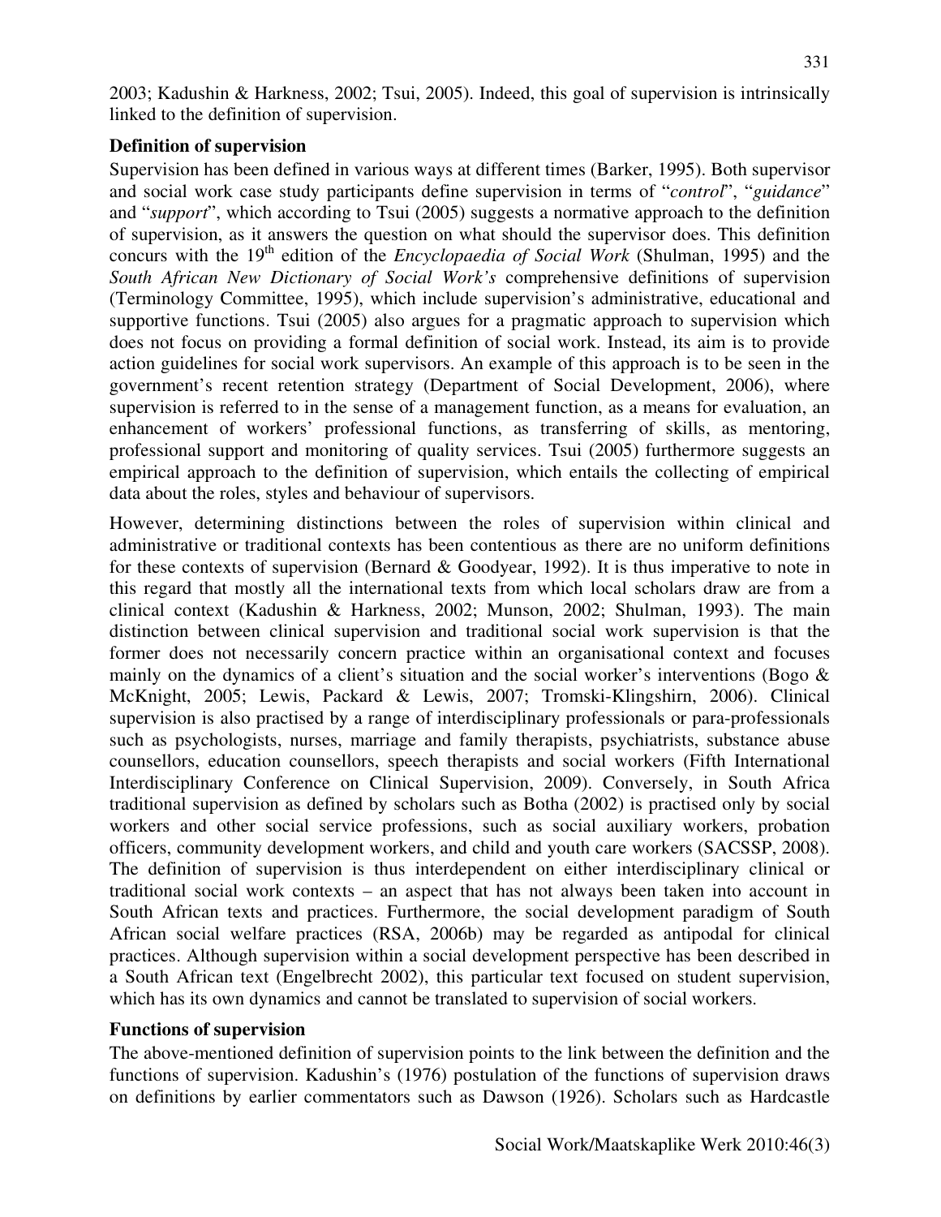2003; Kadushin & Harkness, 2002; Tsui, 2005). Indeed, this goal of supervision is intrinsically linked to the definition of supervision.

**Definition of supervision**

Supervision has been defined in various ways at different times (Barker, 1995). Both supervisor and social work case study participants define supervision in terms of "*control*", "*guidance*" and "*support*", which according to Tsui (2005) suggests a normative approach to the definition of supervision, as it answers the question on what should the supervisor does. This definition concurs with the 19th edition of the *Encyclopaedia of Social Work* (Shulman, 1995) and the *South African New Dictionary of Social Work's* comprehensive definitions of supervision (Terminology Committee, 1995), which include supervision's administrative, educational and supportive functions. Tsui (2005) also argues for a pragmatic approach to supervision which does not focus on providing a formal definition of social work. Instead, its aim is to provide action guidelines for social work supervisors. An example of this approach is to be seen in the government's recent retention strategy (Department of Social Development, 2006), where supervision is referred to in the sense of a management function, as a means for evaluation, an enhancement of workers' professional functions, as transferring of skills, as mentoring, professional support and monitoring of quality services. Tsui (2005) furthermore suggests an empirical approach to the definition of supervision, which entails the collecting of empirical data about the roles, styles and behaviour of supervisors.

However, determining distinctions between the roles of supervision within clinical and administrative or traditional contexts has been contentious as there are no uniform definitions for these contexts of supervision (Bernard & Goodyear, 1992). It is thus imperative to note in this regard that mostly all the international texts from which local scholars draw are from a clinical context (Kadushin & Harkness, 2002; Munson, 2002; Shulman, 1993). The main distinction between clinical supervision and traditional social work supervision is that the former does not necessarily concern practice within an organisational context and focuses mainly on the dynamics of a client's situation and the social worker's interventions (Bogo & McKnight, 2005; Lewis, Packard & Lewis, 2007; Tromski-Klingshirn, 2006). Clinical supervision is also practised by a range of interdisciplinary professionals or para-professionals such as psychologists, nurses, marriage and family therapists, psychiatrists, substance abuse counsellors, education counsellors, speech therapists and social workers (Fifth International Interdisciplinary Conference on Clinical Supervision, 2009). Conversely, in South Africa traditional supervision as defined by scholars such as Botha (2002) is practised only by social workers and other social service professions, such as social auxiliary workers, probation officers, community development workers, and child and youth care workers (SACSSP, 2008). The definition of supervision is thus interdependent on either interdisciplinary clinical or traditional social work contexts – an aspect that has not always been taken into account in South African texts and practices. Furthermore, the social development paradigm of South African social welfare practices (RSA, 2006b) may be regarded as antipodal for clinical practices. Although supervision within a social development perspective has been described in a South African text (Engelbrecht 2002), this particular text focused on student supervision, which has its own dynamics and cannot be translated to supervision of social workers.

**Functions of supervision**

The above-mentioned definition of supervision points to the link between the definition and the functions of supervision. Kadushin's (1976) postulation of the functions of supervision draws on definitions by earlier commentators such as Dawson (1926). Scholars such as Hardcastle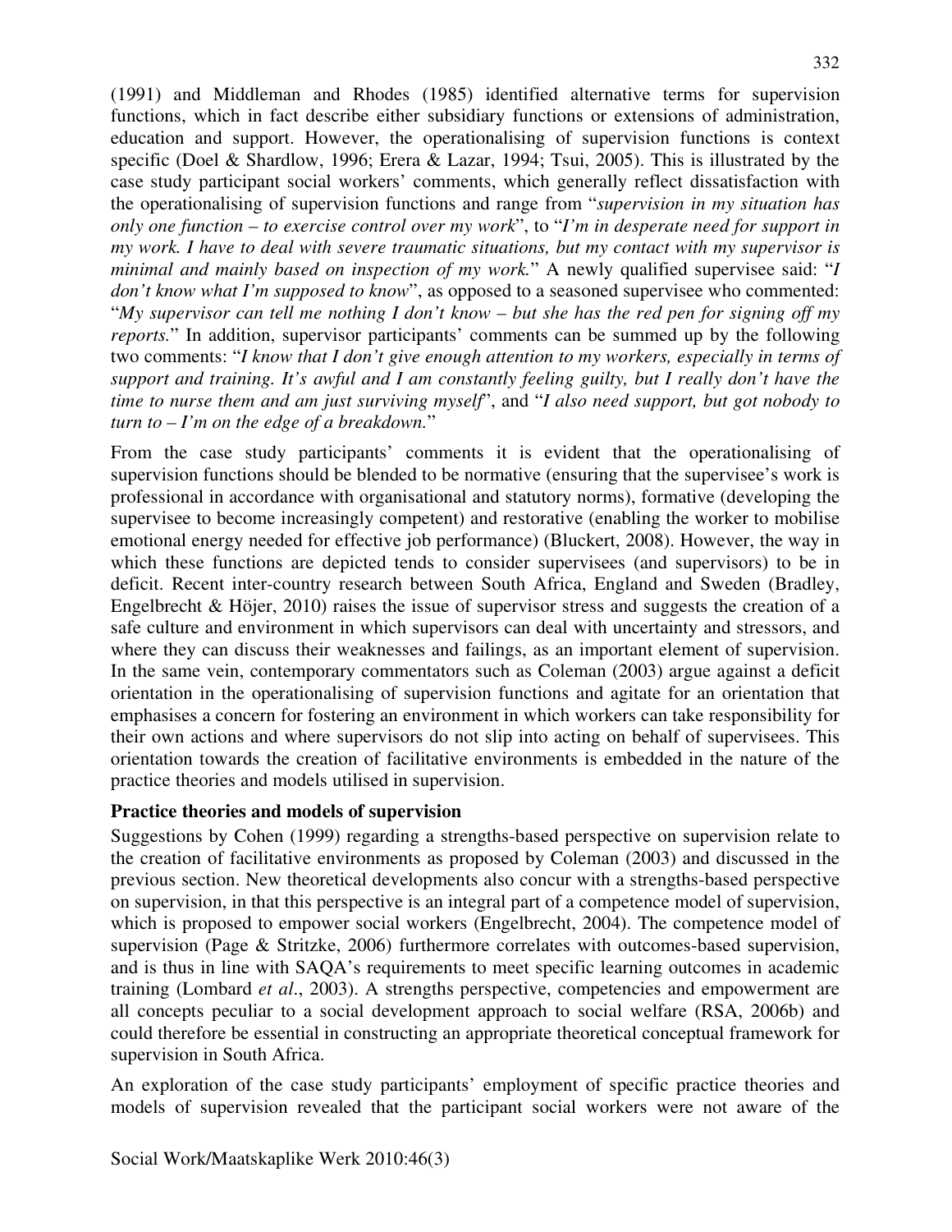(1991) and Middleman and Rhodes (1985) identified alternative terms for supervision functions, which in fact describe either subsidiary functions or extensions of administration, education and support. However, the operationalising of supervision functions is context specific (Doel & Shardlow, 1996; Erera & Lazar, 1994; Tsui, 2005). This is illustrated by the case study participant social workers' comments, which generally reflect dissatisfaction with the operationalising of supervision functions and range from "*supervision in my situation has only one function – to exercise control over my work*", to "*I'm in desperate need for support in my work. I have to deal with severe traumatic situations, but my contact with my supervisor is minimal and mainly based on inspection of my work.*" A newly qualified supervisee said: "*I don't know what I'm supposed to know*", as opposed to a seasoned supervisee who commented: "*My supervisor can tell me nothing I don't know – but she has the red pen for signing off my reports.*" In addition, supervisor participants' comments can be summed up by the following two comments: "*I know that I don't give enough attention to my workers, especially in terms of support and training. It's awful and I am constantly feeling guilty, but I really don't have the time to nurse them and am just surviving myself*", and "*I also need support, but got nobody to turn to – I'm on the edge of a breakdown.*"

From the case study participants' comments it is evident that the operationalising of supervision functions should be blended to be normative (ensuring that the supervisee's work is professional in accordance with organisational and statutory norms), formative (developing the supervisee to become increasingly competent) and restorative (enabling the worker to mobilise emotional energy needed for effective job performance) (Bluckert, 2008). However, the way in which these functions are depicted tends to consider supervisees (and supervisors) to be in deficit. Recent inter-country research between South Africa, England and Sweden (Bradley, Engelbrecht & Höjer, 2010) raises the issue of supervisor stress and suggests the creation of a safe culture and environment in which supervisors can deal with uncertainty and stressors, and where they can discuss their weaknesses and failings, as an important element of supervision. In the same vein, contemporary commentators such as Coleman (2003) argue against a deficit orientation in the operationalising of supervision functions and agitate for an orientation that emphasises a concern for fostering an environment in which workers can take responsibility for their own actions and where supervisors do not slip into acting on behalf of supervisees. This orientation towards the creation of facilitative environments is embedded in the nature of the practice theories and models utilised in supervision.

**Practice theories and models of supervision**

Suggestions by Cohen (1999) regarding a strengths-based perspective on supervision relate to the creation of facilitative environments as proposed by Coleman (2003) and discussed in the previous section. New theoretical developments also concur with a strengths-based perspective on supervision, in that this perspective is an integral part of a competence model of supervision, which is proposed to empower social workers (Engelbrecht, 2004). The competence model of supervision (Page & Stritzke, 2006) furthermore correlates with outcomes-based supervision, and is thus in line with SAQA's requirements to meet specific learning outcomes in academic training (Lombard *et al*., 2003). A strengths perspective, competencies and empowerment are all concepts peculiar to a social development approach to social welfare (RSA, 2006b) and could therefore be essential in constructing an appropriate theoretical conceptual framework for supervision in South Africa.

An exploration of the case study participants' employment of specific practice theories and models of supervision revealed that the participant social workers were not aware of the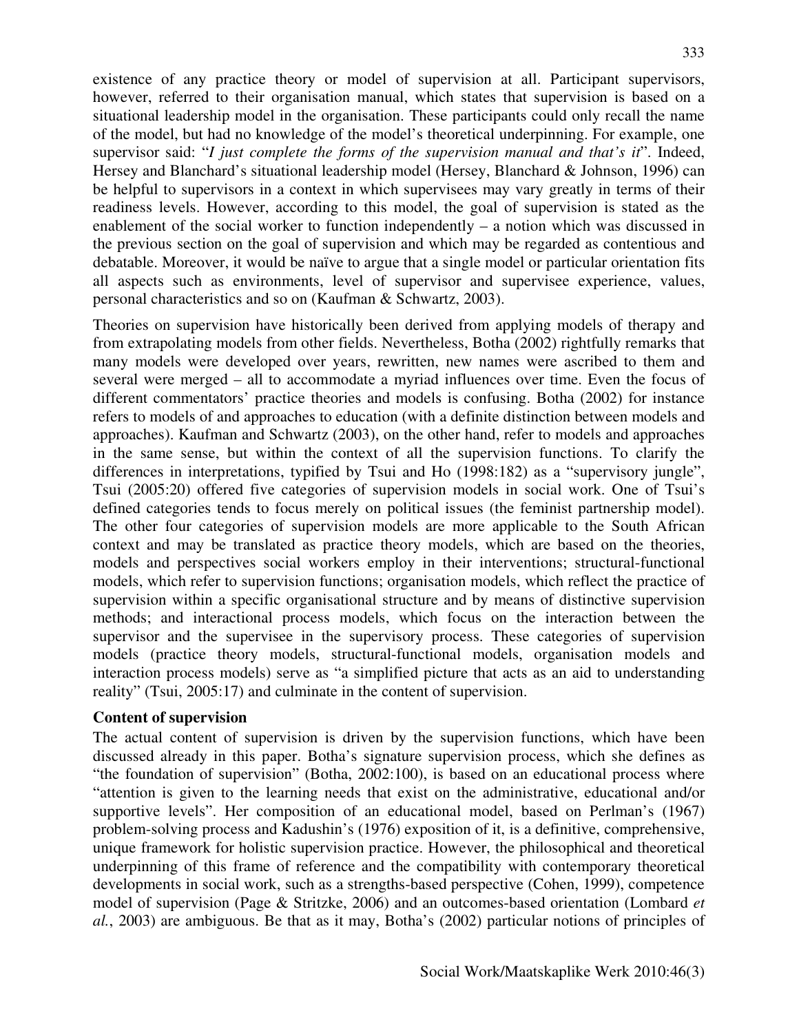existence of any practice theory or model of supervision at all. Participant supervisors, however, referred to their organisation manual, which states that supervision is based on a situational leadership model in the organisation. These participants could only recall the name of the model, but had no knowledge of the model's theoretical underpinning. For example, one supervisor said: "*I just complete the forms of the supervision manual and that's it*". Indeed, Hersey and Blanchard's situational leadership model (Hersey, Blanchard & Johnson, 1996) can be helpful to supervisors in a context in which supervisees may vary greatly in terms of their readiness levels. However, according to this model, the goal of supervision is stated as the enablement of the social worker to function independently – a notion which was discussed in the previous section on the goal of supervision and which may be regarded as contentious and debatable. Moreover, it would be naïve to argue that a single model or particular orientation fits all aspects such as environments, level of supervisor and supervisee experience, values, personal characteristics and so on (Kaufman & Schwartz, 2003).

Theories on supervision have historically been derived from applying models of therapy and from extrapolating models from other fields. Nevertheless, Botha (2002) rightfully remarks that many models were developed over years, rewritten, new names were ascribed to them and several were merged – all to accommodate a myriad influences over time. Even the focus of different commentators' practice theories and models is confusing. Botha (2002) for instance refers to models of and approaches to education (with a definite distinction between models and approaches). Kaufman and Schwartz (2003), on the other hand, refer to models and approaches in the same sense, but within the context of all the supervision functions. To clarify the differences in interpretations, typified by Tsui and Ho (1998:182) as a "supervisory jungle", Tsui (2005:20) offered five categories of supervision models in social work. One of Tsui's defined categories tends to focus merely on political issues (the feminist partnership model). The other four categories of supervision models are more applicable to the South African context and may be translated as practice theory models, which are based on the theories, models and perspectives social workers employ in their interventions; structural-functional models, which refer to supervision functions; organisation models, which reflect the practice of supervision within a specific organisational structure and by means of distinctive supervision methods; and interactional process models, which focus on the interaction between the supervisor and the supervisee in the supervisory process. These categories of supervision models (practice theory models, structural-functional models, organisation models and interaction process models) serve as "a simplified picture that acts as an aid to understanding reality" (Tsui, 2005:17) and culminate in the content of supervision.

**Content of supervision**

The actual content of supervision is driven by the supervision functions, which have been discussed already in this paper. Botha's signature supervision process, which she defines as "the foundation of supervision" (Botha, 2002:100), is based on an educational process where "attention is given to the learning needs that exist on the administrative, educational and/or supportive levels". Her composition of an educational model, based on Perlman's (1967) problem-solving process and Kadushin's (1976) exposition of it, is a definitive, comprehensive, unique framework for holistic supervision practice. However, the philosophical and theoretical underpinning of this frame of reference and the compatibility with contemporary theoretical developments in social work, such as a strengths-based perspective (Cohen, 1999), competence model of supervision (Page & Stritzke, 2006) and an outcomes-based orientation (Lombard *et al.*, 2003) are ambiguous. Be that as it may, Botha's (2002) particular notions of principles of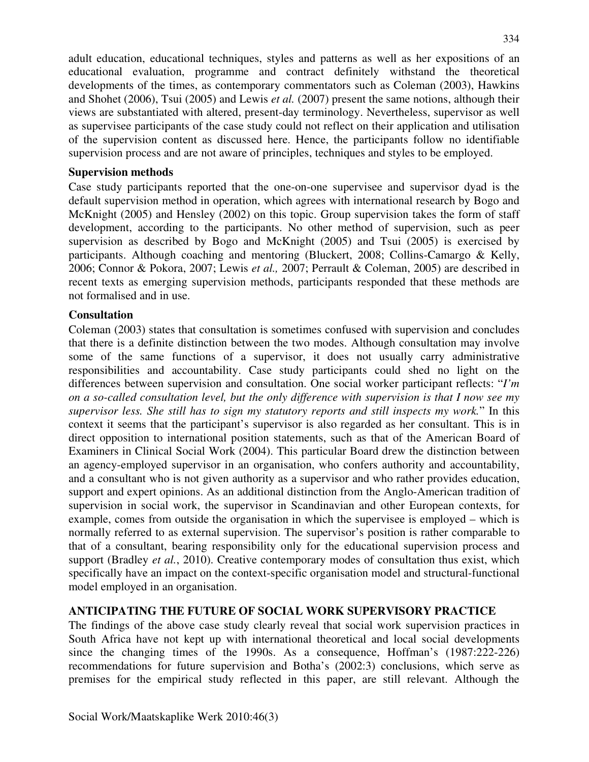adult education, educational techniques, styles and patterns as well as her expositions of an educational evaluation, programme and contract definitely withstand the theoretical developments of the times, as contemporary commentators such as Coleman (2003), Hawkins and Shohet (2006), Tsui (2005) and Lewis *et al.* (2007) present the same notions, although their views are substantiated with altered, present-day terminology. Nevertheless, supervisor as well as supervisee participants of the case study could not reflect on their application and utilisation of the supervision content as discussed here. Hence, the participants follow no identifiable supervision process and are not aware of principles, techniques and styles to be employed.

**Supervision methods**

Case study participants reported that the one-on-one supervisee and supervisor dyad is the default supervision method in operation, which agrees with international research by Bogo and McKnight (2005) and Hensley (2002) on this topic. Group supervision takes the form of staff development, according to the participants. No other method of supervision, such as peer supervision as described by Bogo and McKnight (2005) and Tsui (2005) is exercised by participants. Although coaching and mentoring (Bluckert, 2008; Collins-Camargo & Kelly, 2006; Connor & Pokora, 2007; Lewis *et al.,* 2007; Perrault & Coleman, 2005) are described in recent texts as emerging supervision methods, participants responded that these methods are not formalised and in use.

**Consultation**

Coleman (2003) states that consultation is sometimes confused with supervision and concludes that there is a definite distinction between the two modes. Although consultation may involve some of the same functions of a supervisor, it does not usually carry administrative responsibilities and accountability. Case study participants could shed no light on the differences between supervision and consultation. One social worker participant reflects: "*I'm on a so-called consultation level, but the only difference with supervision is that I now see my supervisor less. She still has to sign my statutory reports and still inspects my work.*" In this context it seems that the participant's supervisor is also regarded as her consultant. This is in direct opposition to international position statements, such as that of the American Board of Examiners in Clinical Social Work (2004). This particular Board drew the distinction between an agency-employed supervisor in an organisation, who confers authority and accountability, and a consultant who is not given authority as a supervisor and who rather provides education, support and expert opinions. As an additional distinction from the Anglo-American tradition of supervision in social work, the supervisor in Scandinavian and other European contexts, for example, comes from outside the organisation in which the supervisee is employed – which is normally referred to as external supervision. The supervisor's position is rather comparable to that of a consultant, bearing responsibility only for the educational supervision process and support (Bradley *et al.*, 2010). Creative contemporary modes of consultation thus exist, which specifically have an impact on the context-specific organisation model and structural-functional model employed in an organisation.

## ANTICIPATING THE FUTURE OF SOCIAL WORK SUPERVISORY PRACTICE

The findings of the above case study clearly reveal that social work supervision practices in South Africa have not kept up with international theoretical and local social developments since the changing times of the 1990s. As a consequence, Hoffman's (1987:222-226) recommendations for future supervision and Botha's (2002:3) conclusions, which serve as premises for the empirical study reflected in this paper, are still relevant. Although the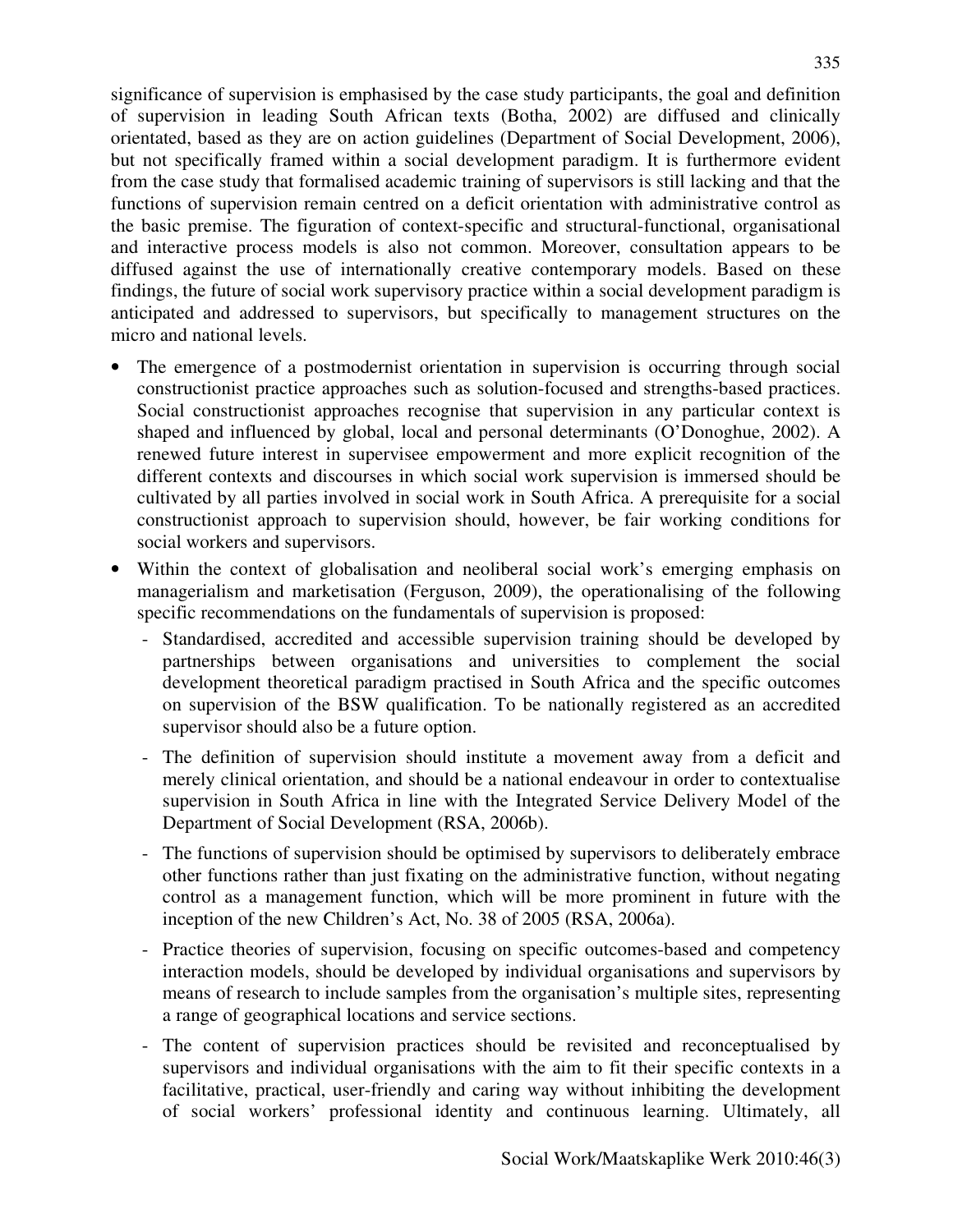significance of supervision is emphasised by the case study participants, the goal and definition of supervision in leading South African texts (Botha, 2002) are diffused and clinically orientated, based as they are on action guidelines (Department of Social Development, 2006), but not specifically framed within a social development paradigm. It is furthermore evident from the case study that formalised academic training of supervisors is still lacking and that the functions of supervision remain centred on a deficit orientation with administrative control as the basic premise. The figuration of context-specific and structural-functional, organisational and interactive process models is also not common. Moreover, consultation appears to be diffused against the use of internationally creative contemporary models. Based on these findings, the future of social work supervisory practice within a social development paradigm is anticipated and addressed to supervisors, but specifically to management structures on the micro and national levels.

- The emergence of a postmodernist orientation in supervision is occurring through social constructionist practice approaches such as solution-focused and strengths-based practices. Social constructionist approaches recognise that supervision in any particular context is shaped and influenced by global, local and personal determinants (O'Donoghue, 2002). A renewed future interest in supervisee empowerment and more explicit recognition of the different contexts and discourses in which social work supervision is immersed should be cultivated by all parties involved in social work in South Africa. A prerequisite for a social constructionist approach to supervision should, however, be fair working conditions for social workers and supervisors.
- Within the context of globalisation and neoliberal social work's emerging emphasis on managerialism and marketisation (Ferguson, 2009), the operationalising of the following specific recommendations on the fundamentals of supervision is proposed:
  - Standardised, accredited and accessible supervision training should be developed by partnerships between organisations and universities to complement the social development theoretical paradigm practised in South Africa and the specific outcomes on supervision of the BSW qualification. To be nationally registered as an accredited supervisor should also be a future option.
  - The definition of supervision should institute a movement away from a deficit and merely clinical orientation, and should be a national endeavour in order to contextualise supervision in South Africa in line with the Integrated Service Delivery Model of the Department of Social Development (RSA, 2006b).
  - The functions of supervision should be optimised by supervisors to deliberately embrace other functions rather than just fixating on the administrative function, without negating control as a management function, which will be more prominent in future with the inception of the new Children's Act, No. 38 of 2005 (RSA, 2006a).
  - Practice theories of supervision, focusing on specific outcomes-based and competency interaction models, should be developed by individual organisations and supervisors by means of research to include samples from the organisation's multiple sites, representing a range of geographical locations and service sections.
  - The content of supervision practices should be revisited and reconceptualised by supervisors and individual organisations with the aim to fit their specific contexts in a facilitative, practical, user-friendly and caring way without inhibiting the development of social workers' professional identity and continuous learning. Ultimately, all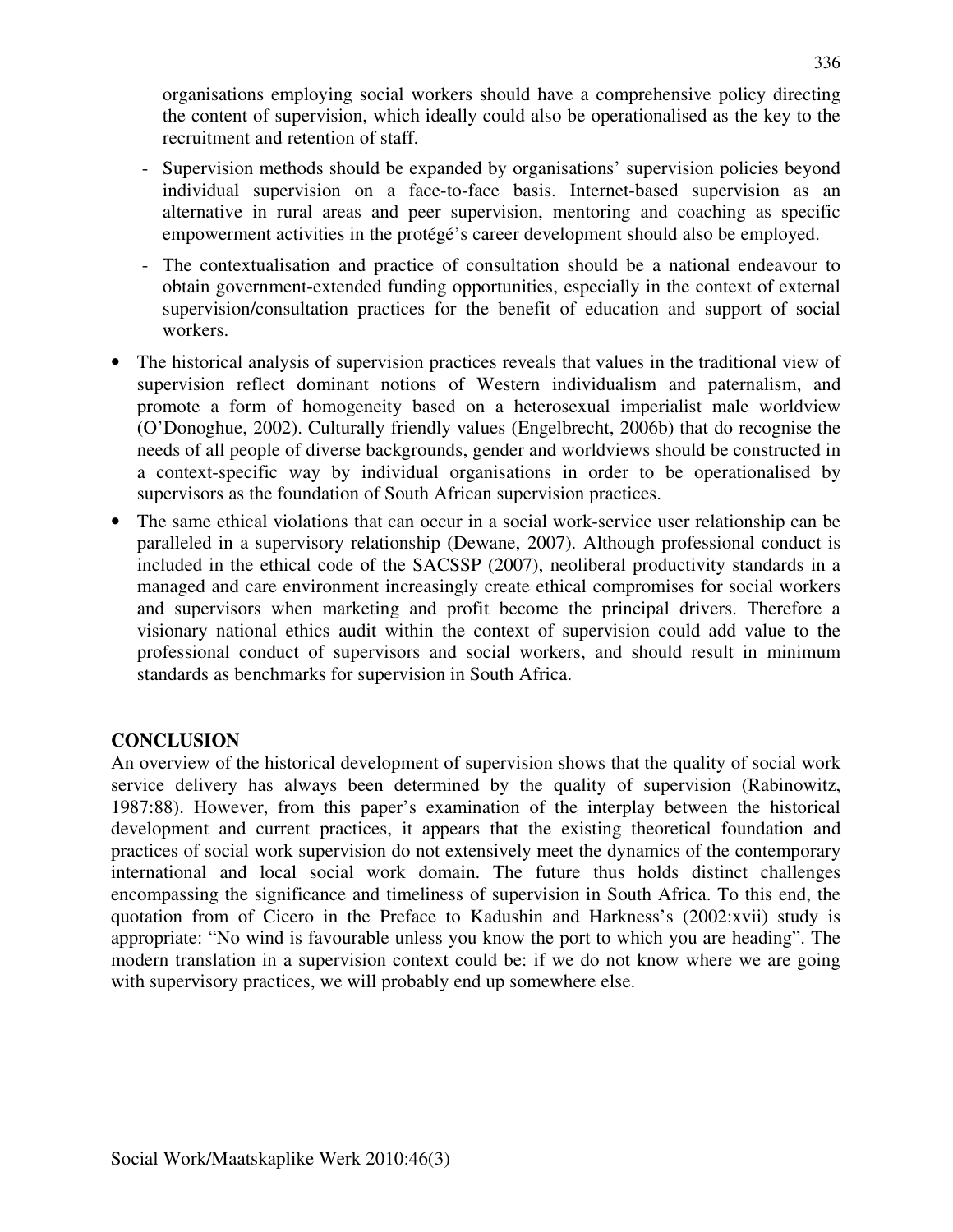organisations employing social workers should have a comprehensive policy directing the content of supervision, which ideally could also be operationalised as the key to the recruitment and retention of staff.

- Supervision methods should be expanded by organisations' supervision policies beyond individual supervision on a face-to-face basis. Internet-based supervision as an alternative in rural areas and peer supervision, mentoring and coaching as specific empowerment activities in the protégé's career development should also be employed.
- The contextualisation and practice of consultation should be a national endeavour to obtain government-extended funding opportunities, especially in the context of external supervision/consultation practices for the benefit of education and support of social workers.

- The historical analysis of supervision practices reveals that values in the traditional view of supervision reflect dominant notions of Western individualism and paternalism, and promote a form of homogeneity based on a heterosexual imperialist male worldview (O'Donoghue, 2002). Culturally friendly values (Engelbrecht, 2006b) that do recognise the needs of all people of diverse backgrounds, gender and worldviews should be constructed in a context-specific way by individual organisations in order to be operationalised by supervisors as the foundation of South African supervision practices.
- The same ethical violations that can occur in a social work-service user relationship can be paralleled in a supervisory relationship (Dewane, 2007). Although professional conduct is included in the ethical code of the SACSSP (2007), neoliberal productivity standards in a managed and care environment increasingly create ethical compromises for social workers and supervisors when marketing and profit become the principal drivers. Therefore a visionary national ethics audit within the context of supervision could add value to the professional conduct of supervisors and social workers, and should result in minimum standards as benchmarks for supervision in South Africa.

## CONCLUSION

An overview of the historical development of supervision shows that the quality of social work service delivery has always been determined by the quality of supervision (Rabinowitz, 1987:88). However, from this paper's examination of the interplay between the historical development and current practices, it appears that the existing theoretical foundation and practices of social work supervision do not extensively meet the dynamics of the contemporary international and local social work domain. The future thus holds distinct challenges encompassing the significance and timeliness of supervision in South Africa. To this end, the quotation from of Cicero in the Preface to Kadushin and Harkness's (2002:xvii) study is appropriate: "No wind is favourable unless you know the port to which you are heading". The modern translation in a supervision context could be: if we do not know where we are going with supervisory practices, we will probably end up somewhere else.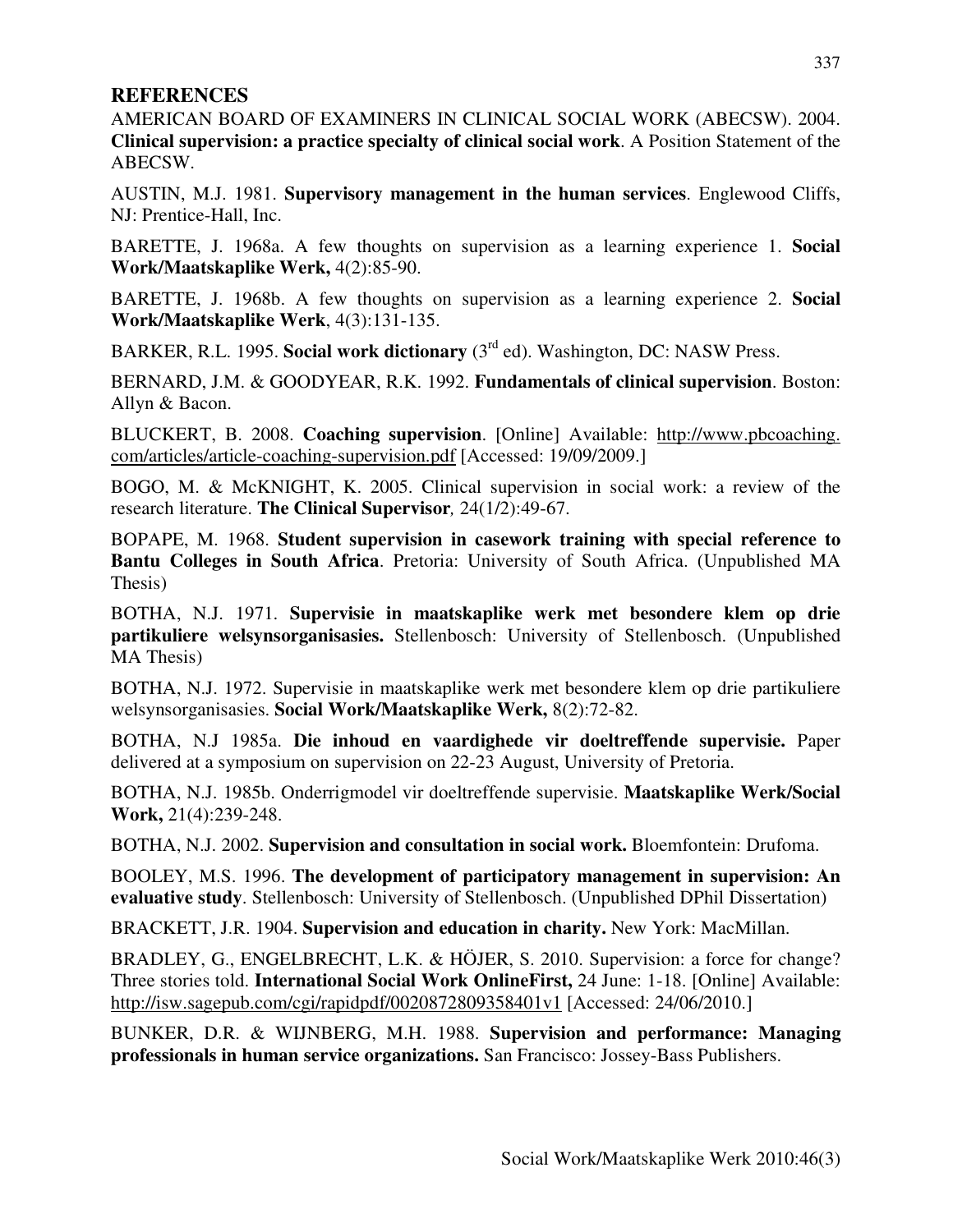## REFERENCES

AMERICAN BOARD OF EXAMINERS IN CLINICAL SOCIAL WORK (ABECSW). 2004. **Clinical supervision: a practice specialty of clinical social work**. A Position Statement of the ABECSW.

AUSTIN, M.J. 1981. **Supervisory management in the human services**. Englewood Cliffs, NJ: Prentice-Hall, Inc.

BARETTE, J. 1968a. A few thoughts on supervision as a learning experience 1. **Social Work/Maatskaplike Werk,** 4(2):85-90.

BARETTE, J. 1968b. A few thoughts on supervision as a learning experience 2. **Social Work/Maatskaplike Werk**, 4(3):131-135.

BARKER, R.L. 1995. **Social work dictionary** (3rd ed). Washington, DC: NASW Press.

BERNARD, J.M. & GOODYEAR, R.K. 1992. **Fundamentals of clinical supervision**. Boston: Allyn & Bacon.

BLUCKERT, B. 2008. **Coaching supervision**. [Online] Available: http://www.pbcoaching.com/articles/article-coaching-supervision.pdf [Accessed: 19/09/2009.]

BOGO, M. & McKNIGHT, K. 2005. Clinical supervision in social work: a review of the research literature. **The Clinical Supervisor***,* 24(1/2):49-67.

BOPAPE, M. 1968. **Student supervision in casework training with special reference to Bantu Colleges in South Africa**. Pretoria: University of South Africa. (Unpublished MA Thesis)

BOTHA, N.J. 1971. **Supervisie in maatskaplike werk met besondere klem op drie partikuliere welsynsorganisasies.** Stellenbosch: University of Stellenbosch. (Unpublished MA Thesis)

BOTHA, N.J. 1972. Supervisie in maatskaplike werk met besondere klem op drie partikuliere welsynsorganisasies. **Social Work/Maatskaplike Werk,** 8(2):72-82.

BOTHA, N.J 1985a. **Die inhoud en vaardighede vir doeltreffende supervisie.** Paper delivered at a symposium on supervision on 22-23 August, University of Pretoria.

BOTHA, N.J. 1985b. Onderrigmodel vir doeltreffende supervisie. **Maatskaplike Werk/Social Work,** 21(4):239-248.

BOTHA, N.J. 2002. **Supervision and consultation in social work.** Bloemfontein: Drufoma.

BOOLEY, M.S. 1996. **The development of participatory management in supervision: An evaluative study**. Stellenbosch: University of Stellenbosch. (Unpublished DPhil Dissertation)

BRACKETT, J.R. 1904. **Supervision and education in charity.** New York: MacMillan.

BRADLEY, G., ENGELBRECHT, L.K. & HÖJER, S. 2010. Supervision: a force for change? Three stories told. **International Social Work OnlineFirst,** 24 June: 1-18. [Online] Available: http://isw.sagepub.com/cgi/rapidpdf/0020872809358401v1 [Accessed: 24/06/2010.]

BUNKER, D.R. & WIJNBERG, M.H. 1988. **Supervision and performance: Managing professionals in human service organizations.** San Francisco: Jossey-Bass Publishers.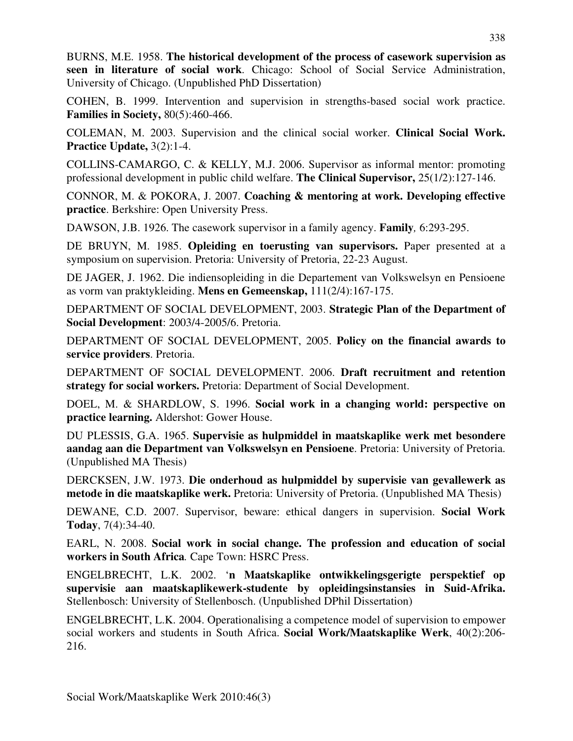BURNS, M.E. 1958. **The historical development of the process of casework supervision as seen in literature of social work**. Chicago: School of Social Service Administration, University of Chicago. (Unpublished PhD Dissertation)

COHEN, B. 1999. Intervention and supervision in strengths-based social work practice. **Families in Society,** 80(5):460-466.

COLEMAN, M. 2003. Supervision and the clinical social worker. **Clinical Social Work. Practice Update,** 3(2):1-4.

COLLINS-CAMARGO, C. & KELLY, M.J. 2006. Supervisor as informal mentor: promoting professional development in public child welfare. **The Clinical Supervisor,** 25(1/2):127-146.

CONNOR, M. & POKORA, J. 2007. **Coaching & mentoring at work. Developing effective practice**. Berkshire: Open University Press.

DAWSON, J.B. 1926. The casework supervisor in a family agency. **Family***,* 6:293-295.

DE BRUYN, M. 1985. **Opleiding en toerusting van supervisors.** Paper presented at a symposium on supervision. Pretoria: University of Pretoria, 22-23 August.

DE JAGER, J. 1962. Die indiensopleiding in die Departement van Volkswelsyn en Pensioene as vorm van praktykleiding. **Mens en Gemeenskap,** 111(2/4):167-175.

DEPARTMENT OF SOCIAL DEVELOPMENT, 2003. **Strategic Plan of the Department of Social Development**: 2003/4-2005/6. Pretoria.

DEPARTMENT OF SOCIAL DEVELOPMENT, 2005. **Policy on the financial awards to service providers**. Pretoria.

DEPARTMENT OF SOCIAL DEVELOPMENT. 2006. **Draft recruitment and retention strategy for social workers.** Pretoria: Department of Social Development.

DOEL, M. & SHARDLOW, S. 1996. **Social work in a changing world: perspective on practice learning.** Aldershot: Gower House.

DU PLESSIS, G.A. 1965. **Supervisie as hulpmiddel in maatskaplike werk met besondere aandag aan die Department van Volkswelsyn en Pensioene**. Pretoria: University of Pretoria. (Unpublished MA Thesis)

DERCKSEN, J.W. 1973. **Die onderhoud as hulpmiddel by supervisie van gevallewerk as metode in die maatskaplike werk.** Pretoria: University of Pretoria. (Unpublished MA Thesis)

DEWANE, C.D. 2007. Supervisor, beware: ethical dangers in supervision. **Social Work Today**, 7(4):34-40.

EARL, N. 2008. **Social work in social change. The profession and education of social workers in South Africa***.* Cape Town: HSRC Press.

ENGELBRECHT, L.K. 2002. '**n Maatskaplike ontwikkelingsgerigte perspektief op supervisie aan maatskaplikewerk-studente by opleidingsinstansies in Suid-Afrika.** Stellenbosch: University of Stellenbosch. (Unpublished DPhil Dissertation)

ENGELBRECHT, L.K. 2004. Operationalising a competence model of supervision to empower social workers and students in South Africa. **Social Work/Maatskaplike Werk**, 40(2):206-216.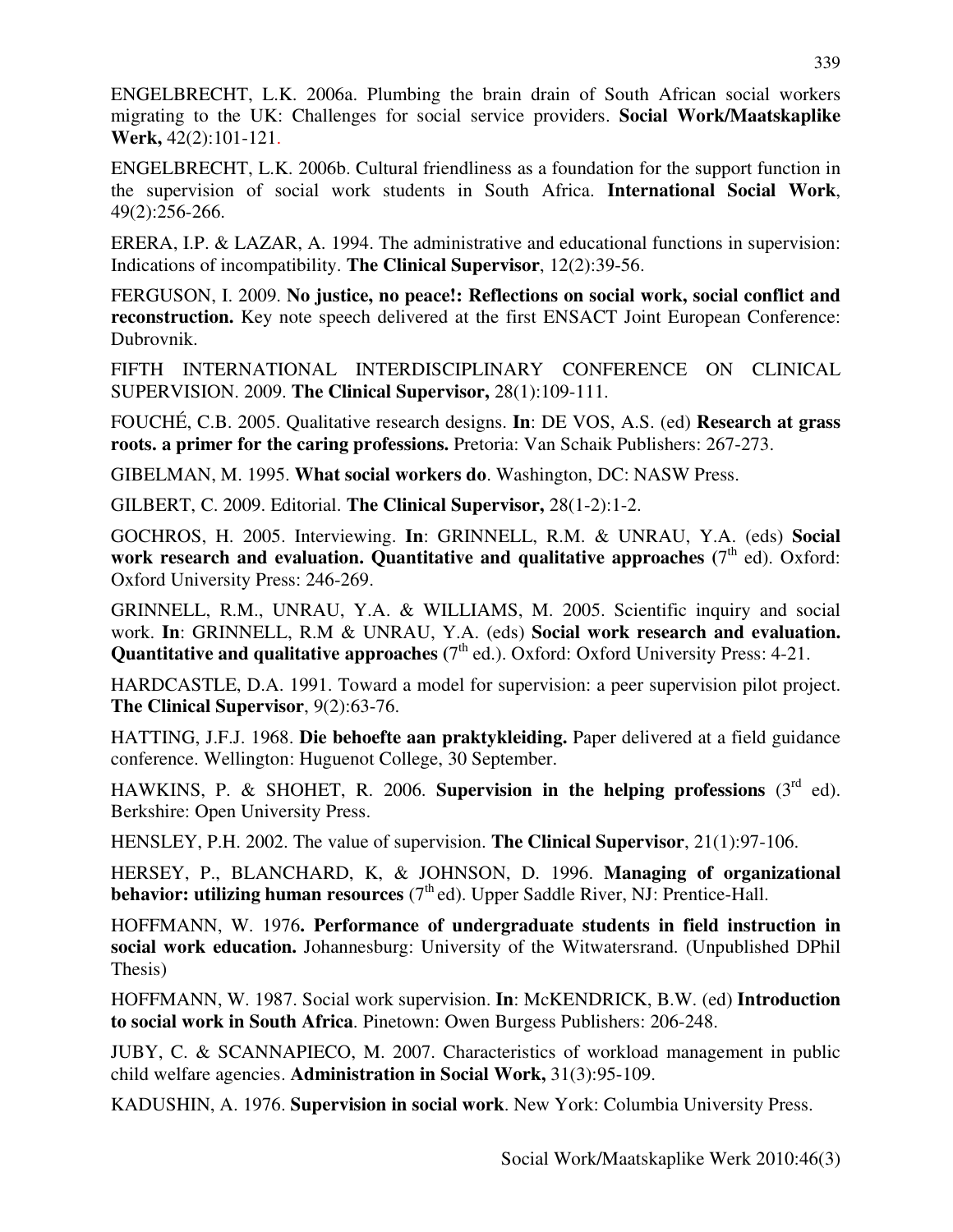ENGELBRECHT, L.K. 2006a. Plumbing the brain drain of South African social workers migrating to the UK: Challenges for social service providers. **Social Work/Maatskaplike Werk,** 42(2):101-121.

ENGELBRECHT, L.K. 2006b. Cultural friendliness as a foundation for the support function in the supervision of social work students in South Africa. **International Social Work**, 49(2):256-266.

ERERA, I.P. & LAZAR, A. 1994. The administrative and educational functions in supervision: Indications of incompatibility. **The Clinical Supervisor**, 12(2):39-56.

FERGUSON, I. 2009. **No justice, no peace!: Reflections on social work, social conflict and reconstruction.** Key note speech delivered at the first ENSACT Joint European Conference: Dubrovnik.

FIFTH INTERNATIONAL INTERDISCIPLINARY CONFERENCE ON CLINICAL SUPERVISION. 2009. **The Clinical Supervisor,** 28(1):109-111.

FOUCHÉ, C.B. 2005. Qualitative research designs. **In**: DE VOS, A.S. (ed) **Research at grass roots. a primer for the caring professions.** Pretoria: Van Schaik Publishers: 267-273.

GIBELMAN, M. 1995. **What social workers do**. Washington, DC: NASW Press.

GILBERT, C. 2009. Editorial. **The Clinical Supervisor,** 28(1-2):1-2.

GOCHROS, H. 2005. Interviewing. **In**: GRINNELL, R.M. & UNRAU, Y.A. (eds) **Social work research and evaluation. Quantitative and qualitative approaches** (7th ed). Oxford: Oxford University Press: 246-269.

GRINNELL, R.M., UNRAU, Y.A. & WILLIAMS, M. 2005. Scientific inquiry and social work. **In**: GRINNELL, R.M & UNRAU, Y.A. (eds) **Social work research and evaluation. Quantitative and qualitative approaches** (7th ed.). Oxford: Oxford University Press: 4-21.

HARDCASTLE, D.A. 1991. Toward a model for supervision: a peer supervision pilot project. **The Clinical Supervisor**, 9(2):63-76.

HATTING, J.F.J. 1968. **Die behoefte aan praktykleiding.** Paper delivered at a field guidance conference. Wellington: Huguenot College, 30 September.

HAWKINS, P. & SHOHET, R. 2006. **Supervision in the helping professions** (3rd ed). Berkshire: Open University Press.

HENSLEY, P.H. 2002. The value of supervision. **The Clinical Supervisor**, 21(1):97-106.

HERSEY, P., BLANCHARD, K, & JOHNSON, D. 1996. **Managing of organizational behavior: utilizing human resources** (7th ed). Upper Saddle River, NJ: Prentice-Hall.

HOFFMANN, W. 1976**. Performance of undergraduate students in field instruction in social work education.** Johannesburg: University of the Witwatersrand. (Unpublished DPhil Thesis)

HOFFMANN, W. 1987. Social work supervision. **In**: McKENDRICK, B.W. (ed) **Introduction to social work in South Africa**. Pinetown: Owen Burgess Publishers: 206-248.

JUBY, C. & SCANNAPIECO, M. 2007. Characteristics of workload management in public child welfare agencies. **Administration in Social Work,** 31(3):95-109.

KADUSHIN, A. 1976. **Supervision in social work**. New York: Columbia University Press.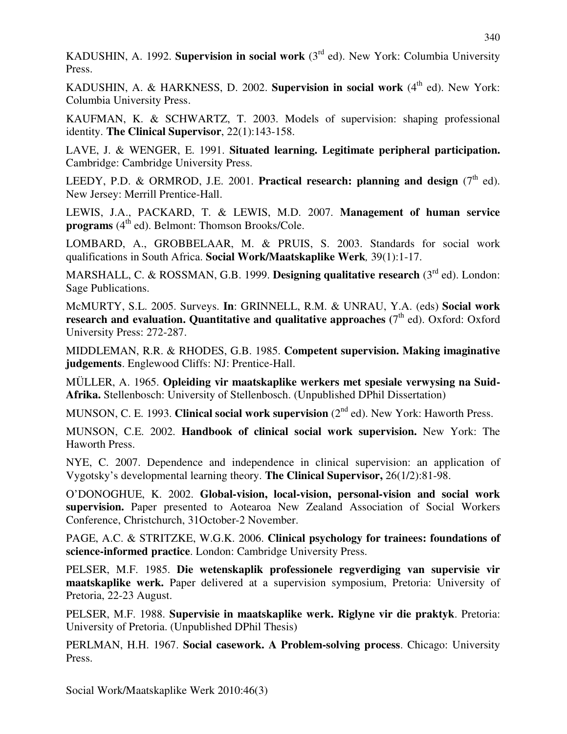KADUSHIN, A. 1992. **Supervision in social work** (3rd ed). New York: Columbia University Press.

KADUSHIN, A. & HARKNESS, D. 2002. **Supervision in social work** (4th ed). New York: Columbia University Press.

KAUFMAN, K. & SCHWARTZ, T. 2003. Models of supervision: shaping professional identity. **The Clinical Supervisor**, 22(1):143-158.

LAVE, J. & WENGER, E. 1991. **Situated learning. Legitimate peripheral participation.** Cambridge: Cambridge University Press.

LEEDY, P.D. & ORMROD, J.E. 2001. **Practical research: planning and design** (7th ed). New Jersey: Merrill Prentice-Hall.

LEWIS, J.A., PACKARD, T. & LEWIS, M.D. 2007. **Management of human service programs** (4th ed). Belmont: Thomson Brooks/Cole.

LOMBARD, A., GROBBELAAR, M. & PRUIS, S. 2003. Standards for social work qualifications in South Africa. **Social Work/Maatskaplike Werk***,* 39(1):1-17.

MARSHALL, C. & ROSSMAN, G.B. 1999. **Designing qualitative research** (3rd ed). London: Sage Publications.

McMURTY, S.L. 2005. Surveys. **In**: GRINNELL, R.M. & UNRAU, Y.A. (eds) **Social work research and evaluation. Quantitative and qualitative approaches** (7th ed). Oxford: Oxford University Press: 272-287.

MIDDLEMAN, R.R. & RHODES, G.B. 1985. **Competent supervision. Making imaginative judgements**. Englewood Cliffs: NJ: Prentice-Hall.

MÜLLER, A. 1965. **Opleiding vir maatskaplike werkers met spesiale verwysing na Suid-Afrika.** Stellenbosch: University of Stellenbosch. (Unpublished DPhil Dissertation)

MUNSON, C. E. 1993. **Clinical social work supervision** (2nd ed). New York: Haworth Press.

MUNSON, C.E. 2002. **Handbook of clinical social work supervision.** New York: The Haworth Press.

NYE, C. 2007. Dependence and independence in clinical supervision: an application of Vygotsky's developmental learning theory. **The Clinical Supervisor,** 26(1/2):81-98.

O'DONOGHUE, K. 2002. **Global-vision, local-vision, personal-vision and social work supervision.** Paper presented to Aotearoa New Zealand Association of Social Workers Conference, Christchurch, 31October-2 November.

PAGE, A.C. & STRITZKE, W.G.K. 2006. **Clinical psychology for trainees: foundations of science-informed practice**. London: Cambridge University Press.

PELSER, M.F. 1985. **Die wetenskaplik professionele regverdiging van supervisie vir maatskaplike werk.** Paper delivered at a supervision symposium, Pretoria: University of Pretoria, 22-23 August.

PELSER, M.F. 1988. **Supervisie in maatskaplike werk. Riglyne vir die praktyk**. Pretoria: University of Pretoria. (Unpublished DPhil Thesis)

PERLMAN, H.H. 1967. **Social casework. A Problem-solving process**. Chicago: University Press.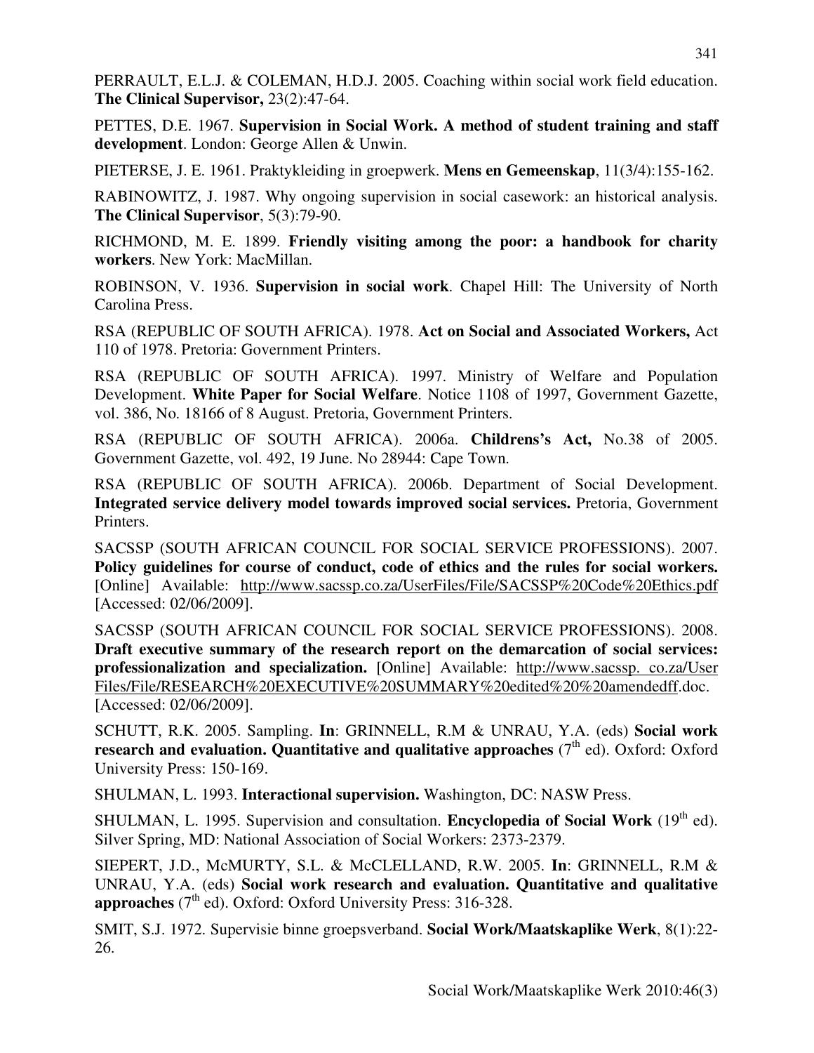PERRAULT, E.L.J. & COLEMAN, H.D.J. 2005. Coaching within social work field education. **The Clinical Supervisor,** 23(2):47-64.

PETTES, D.E. 1967. **Supervision in Social Work. A method of student training and staff development**. London: George Allen & Unwin.

PIETERSE, J. E. 1961. Praktykleiding in groepwerk. **Mens en Gemeenskap**, 11(3/4):155-162.

RABINOWITZ, J. 1987. Why ongoing supervision in social casework: an historical analysis. **The Clinical Supervisor**, 5(3):79-90.

RICHMOND, M. E. 1899. **Friendly visiting among the poor: a handbook for charity workers**. New York: MacMillan.

ROBINSON, V. 1936. **Supervision in social work**. Chapel Hill: The University of North Carolina Press.

RSA (REPUBLIC OF SOUTH AFRICA). 1978. **Act on Social and Associated Workers,** Act 110 of 1978. Pretoria: Government Printers.

RSA (REPUBLIC OF SOUTH AFRICA). 1997. Ministry of Welfare and Population Development. **White Paper for Social Welfare**. Notice 1108 of 1997, Government Gazette, vol. 386, No. 18166 of 8 August. Pretoria, Government Printers.

RSA (REPUBLIC OF SOUTH AFRICA). 2006a. **Childrens's Act,** No.38 of 2005. Government Gazette, vol. 492, 19 June. No 28944: Cape Town.

RSA (REPUBLIC OF SOUTH AFRICA). 2006b. Department of Social Development. **Integrated service delivery model towards improved social services.** Pretoria, Government Printers.

SACSSP (SOUTH AFRICAN COUNCIL FOR SOCIAL SERVICE PROFESSIONS). 2007. **Policy guidelines for course of conduct, code of ethics and the rules for social workers.** [Online] Available: http://www.sacssp.co.za/UserFiles/File/SACSSP%20Code%20Ethics.pdf [Accessed: 02/06/2009].

SACSSP (SOUTH AFRICAN COUNCIL FOR SOCIAL SERVICE PROFESSIONS). 2008. **Draft executive summary of the research report on the demarcation of social services: professionalization and specialization.** [Online] Available: http://www.sacssp. co.za/User Files/File/RESEARCH%20EXECUTIVE%20SUMMARY%20edited%20%20amendedff.doc. [Accessed: 02/06/2009].

SCHUTT, R.K. 2005. Sampling. **In**: GRINNELL, R.M & UNRAU, Y.A. (eds) **Social work research and evaluation. Quantitative and qualitative approaches** (7th ed). Oxford: Oxford University Press: 150-169.

SHULMAN, L. 1993. **Interactional supervision.** Washington, DC: NASW Press.

SHULMAN, L. 1995. Supervision and consultation. **Encyclopedia of Social Work** (19th ed). Silver Spring, MD: National Association of Social Workers: 2373-2379.

SIEPERT, J.D., McMURTY, S.L. & McCLELLAND, R.W. 2005. **In**: GRINNELL, R.M & UNRAU, Y.A. (eds) **Social work research and evaluation. Quantitative and qualitative approaches** (7th ed). Oxford: Oxford University Press: 316-328.

SMIT, S.J. 1972. Supervisie binne groepsverband. **Social Work/Maatskaplike Werk**, 8(1):22-26.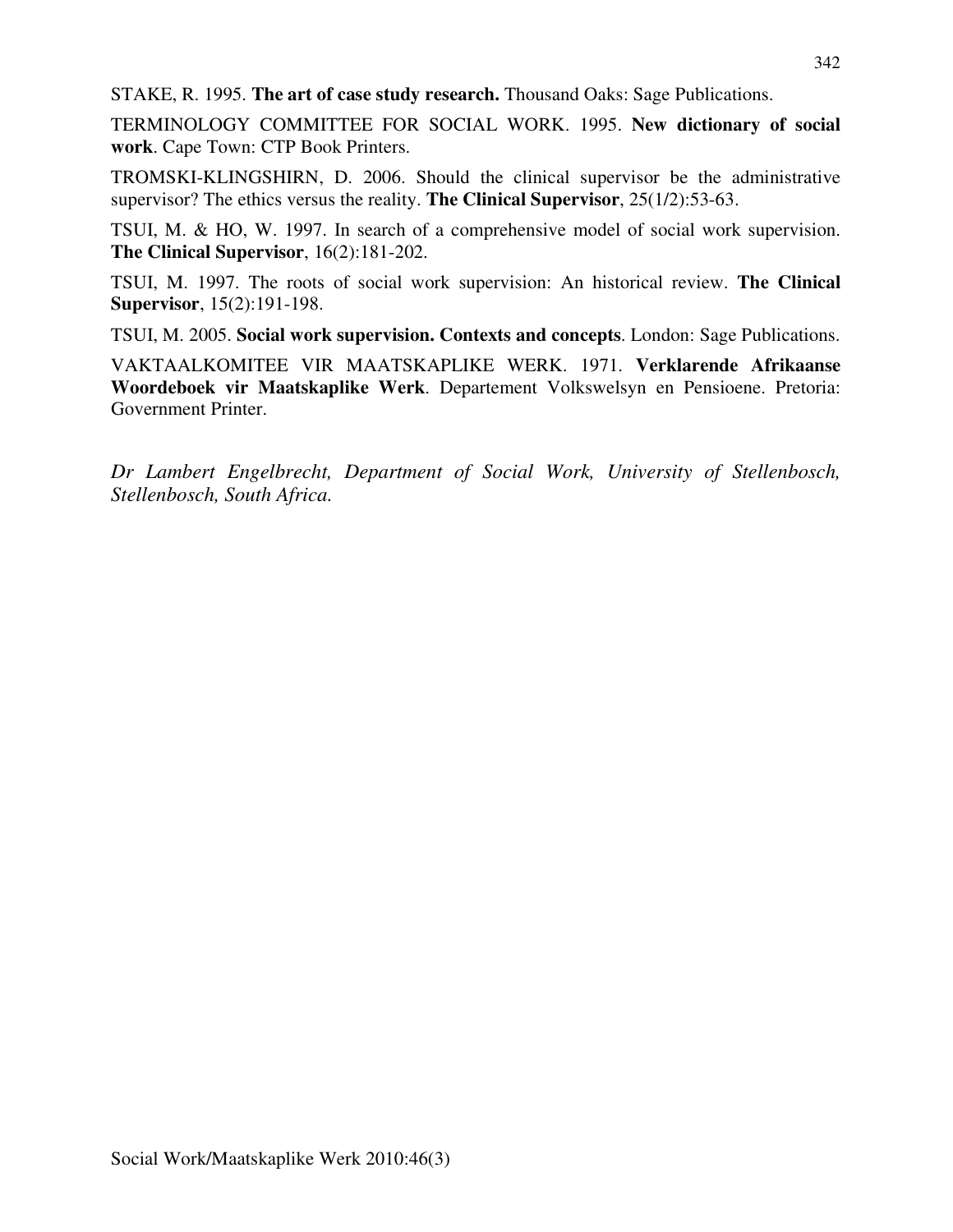STAKE, R. 1995. **The art of case study research.** Thousand Oaks: Sage Publications.

TERMINOLOGY COMMITTEE FOR SOCIAL WORK. 1995. **New dictionary of social work**. Cape Town: CTP Book Printers.

TROMSKI-KLINGSHIRN, D. 2006. Should the clinical supervisor be the administrative supervisor? The ethics versus the reality. **The Clinical Supervisor**, 25(1/2):53-63.

TSUI, M. & HO, W. 1997. In search of a comprehensive model of social work supervision. **The Clinical Supervisor**, 16(2):181-202.

TSUI, M. 1997. The roots of social work supervision: An historical review. **The Clinical Supervisor**, 15(2):191-198.

TSUI, M. 2005. **Social work supervision. Contexts and concepts**. London: Sage Publications.

VAKTAALKOMITEE VIR MAATSKAPLIKE WERK. 1971. **Verklarende Afrikaanse Woordeboek vir Maatskaplike Werk**. Departement Volkswelsyn en Pensioene. Pretoria: Government Printer.

*Dr Lambert Engelbrecht, Department of Social Work, University of Stellenbosch, Stellenbosch, South Africa.*